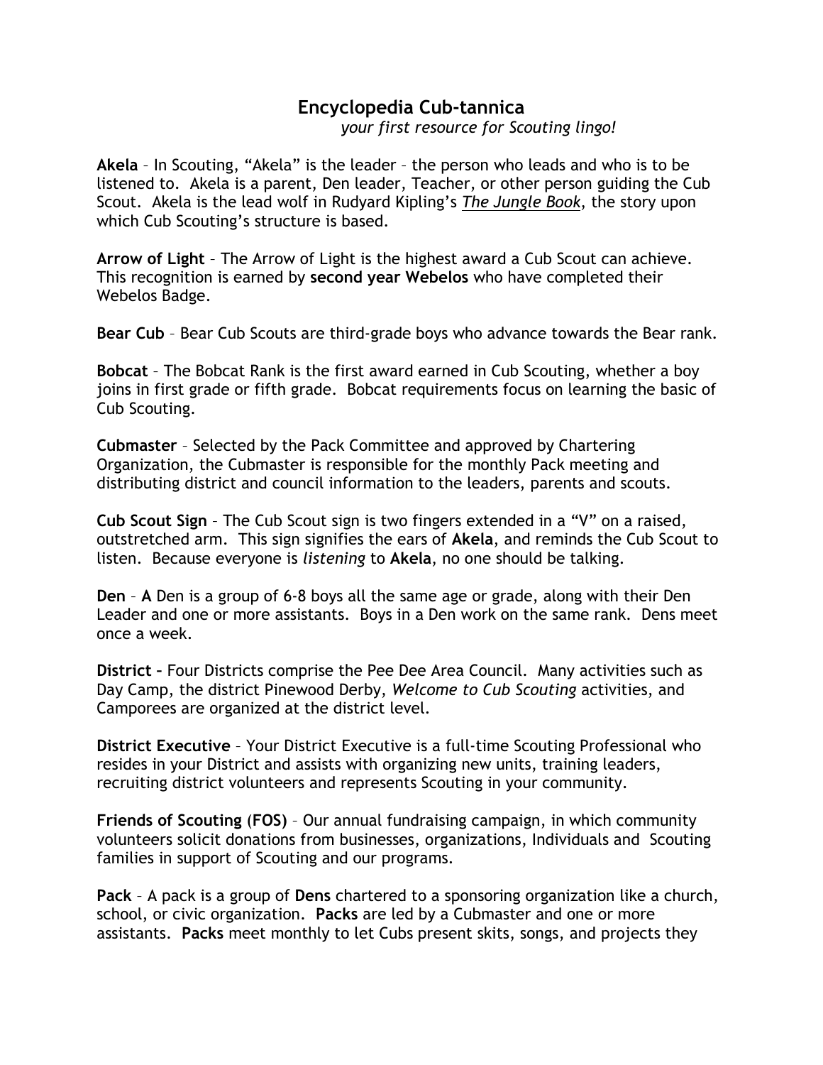# Encyclopedia Cub-tannica

*your first resource for Scouting lingo!*

**Akela** – In Scouting, "Akela" is the leader – the person who leads and who is to be listened to. Akela is a parent, Den leader, Teacher, or other person guiding the Cub Scout. Akela is the lead wolf in Rudyard Kipling's *The Jungle Book*, the story upon which Cub Scouting's structure is based.

**Arrow of Light** – The Arrow of Light is the highest award a Cub Scout can achieve. This recognition is earned by **second year Webelos** who have completed their Webelos Badge.

**Bear Cub** – Bear Cub Scouts are third-grade boys who advance towards the Bear rank.

**Bobcat** – The Bobcat Rank is the first award earned in Cub Scouting, whether a boy joins in first grade or fifth grade. Bobcat requirements focus on learning the basic of Cub Scouting.

**Cubmaster** – Selected by the Pack Committee and approved by Chartering Organization, the Cubmaster is responsible for the monthly Pack meeting and distributing district and council information to the leaders, parents and scouts.

**Cub Scout Sign** – The Cub Scout sign is two fingers extended in a "V" on a raised, outstretched arm. This sign signifies the ears of **Akela**, and reminds the Cub Scout to listen. Because everyone is *listening* to **Akela**, no one should be talking.

**Den** – **A** Den is a group of 6-8 boys all the same age or grade, along with their Den Leader and one or more assistants. Boys in a Den work on the same rank. Dens meet once a week.

**District –** Four Districts comprise the Pee Dee Area Council. Many activities such as Day Camp, the district Pinewood Derby, *Welcome to Cub Scouting* activities, and Camporees are organized at the district level.

**District Executive** – Your District Executive is a full-time Scouting Professional who resides in your District and assists with organizing new units, training leaders, recruiting district volunteers and represents Scouting in your community.

**Friends of Scouting (FOS)** – Our annual fundraising campaign, in which community volunteers solicit donations from businesses, organizations, Individuals and Scouting families in support of Scouting and our programs.

**Pack** – A pack is a group of **Dens** chartered to a sponsoring organization like a church, school, or civic organization. **Packs** are led by a Cubmaster and one or more assistants. **Packs** meet monthly to let Cubs present skits, songs, and projects they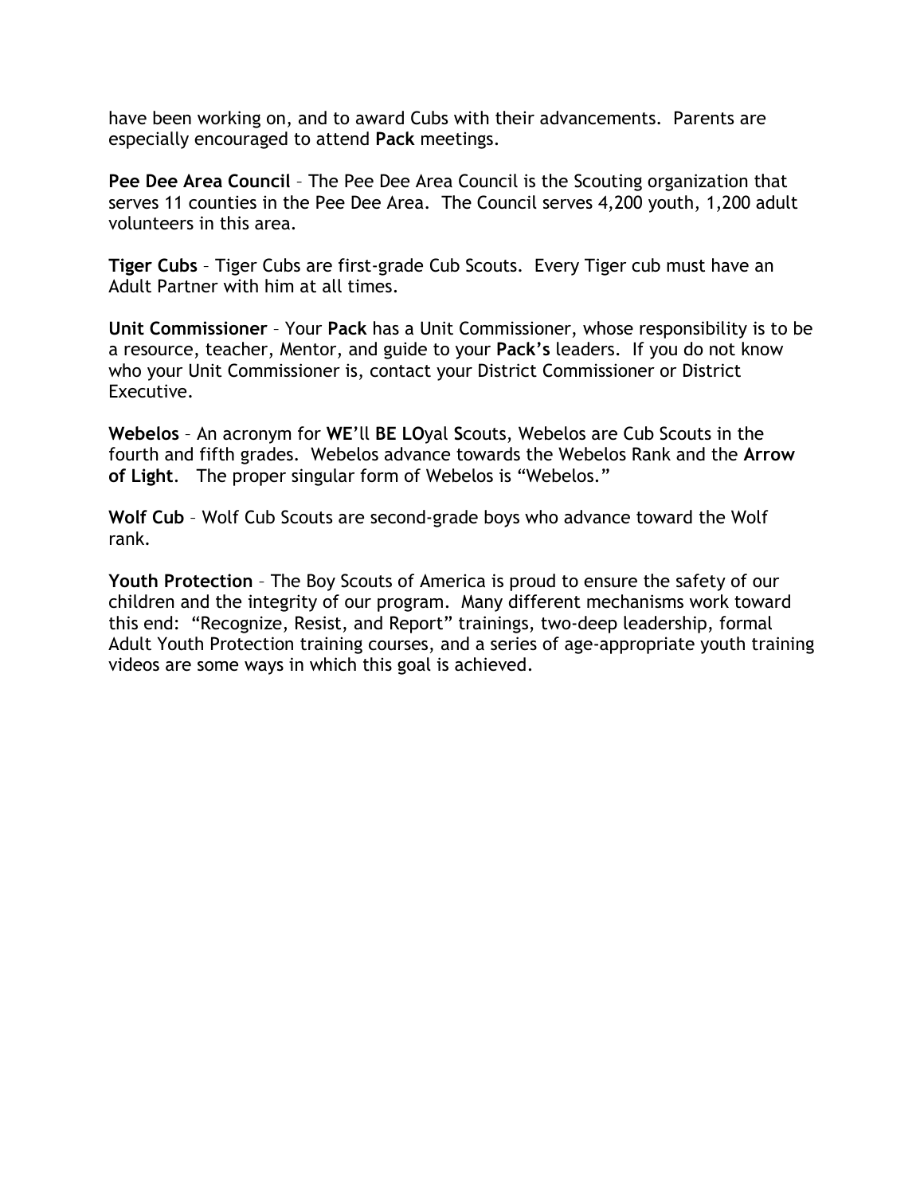have been working on, and to award Cubs with their advancements. Parents are especially encouraged to attend **Pack** meetings.

**Pee Dee Area Council** – The Pee Dee Area Council is the Scouting organization that serves 11 counties in the Pee Dee Area. The Council serves 4,200 youth, 1,200 adult volunteers in this area.

**Tiger Cubs** – Tiger Cubs are first-grade Cub Scouts. Every Tiger cub must have an Adult Partner with him at all times.

**Unit Commissioner** – Your **Pack** has a Unit Commissioner, whose responsibility is to be a resource, teacher, Mentor, and guide to your **Pack's** leaders. If you do not know who your Unit Commissioner is, contact your District Commissioner or District Executive.

**Webelos** – An acronym for **WE**'ll **BE LO**yal **S**couts, Webelos are Cub Scouts in the fourth and fifth grades. Webelos advance towards the Webelos Rank and the **Arrow of Light**. The proper singular form of Webelos is "Webelos."

**Wolf Cub** – Wolf Cub Scouts are second-grade boys who advance toward the Wolf rank.

**Youth Protection** – The Boy Scouts of America is proud to ensure the safety of our children and the integrity of our program. Many different mechanisms work toward this end: "Recognize, Resist, and Report" trainings, two-deep leadership, formal Adult Youth Protection training courses, and a series of age-appropriate youth training videos are some ways in which this goal is achieved.